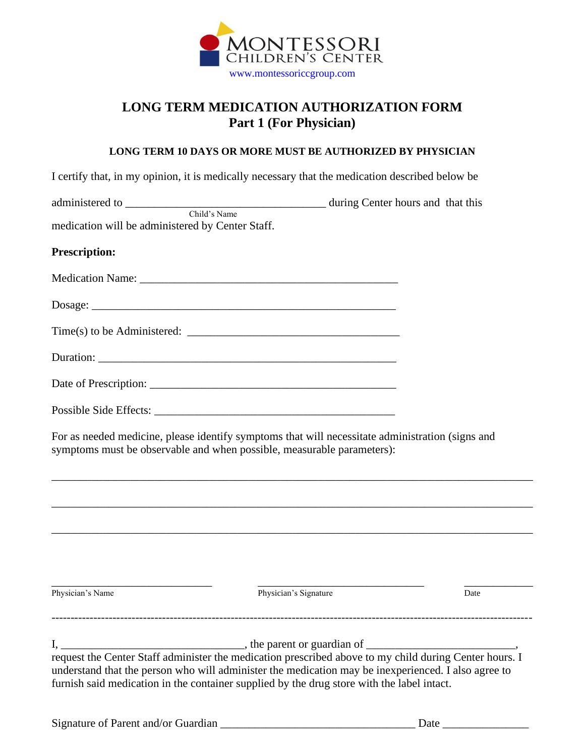MONTESSORI
CHILDREN'S CENTER
www.montessoriccgroup.com

# LONG TERM MEDICATION AUTHORIZATION FORM
## Part 1 (For Physician)

**LONG TERM 10 DAYS OR MORE MUST BE AUTHORIZED BY PHYSICIAN**

I certify that, in my opinion, it is medically necessary that the medication described below be

administered to ____________________________________ during Center hours and that this
Child's Name
medication will be administered by Center Staff.

**Prescription:**

Medication Name: ______________________________________________

Dosage: ______________________________________________________

Time(s) to be Administered: ______________________________________

Duration: _____________________________________________________

Date of Prescription: ____________________________________________

Possible Side Effects: ___________________________________________

For as needed medicine, please identify symptoms that will necessitate administration (signs and symptoms must be observable and when possible, measurable parameters):

______________________________________________________________________________________

______________________________________________________________________________________

______________________________________________________________________________________

_____________________________ _____________________________ ____________
Physician's Name Physician's Signature Date

---

I, _________________________________, the parent or guardian of __________________________, request the Center Staff administer the medication prescribed above to my child during Center hours. I understand that the person who will administer the medication may be inexperienced. I also agree to furnish said medication in the container supplied by the drug store with the label intact.

Signature of Parent and/or Guardian ___________________________________ Date _______________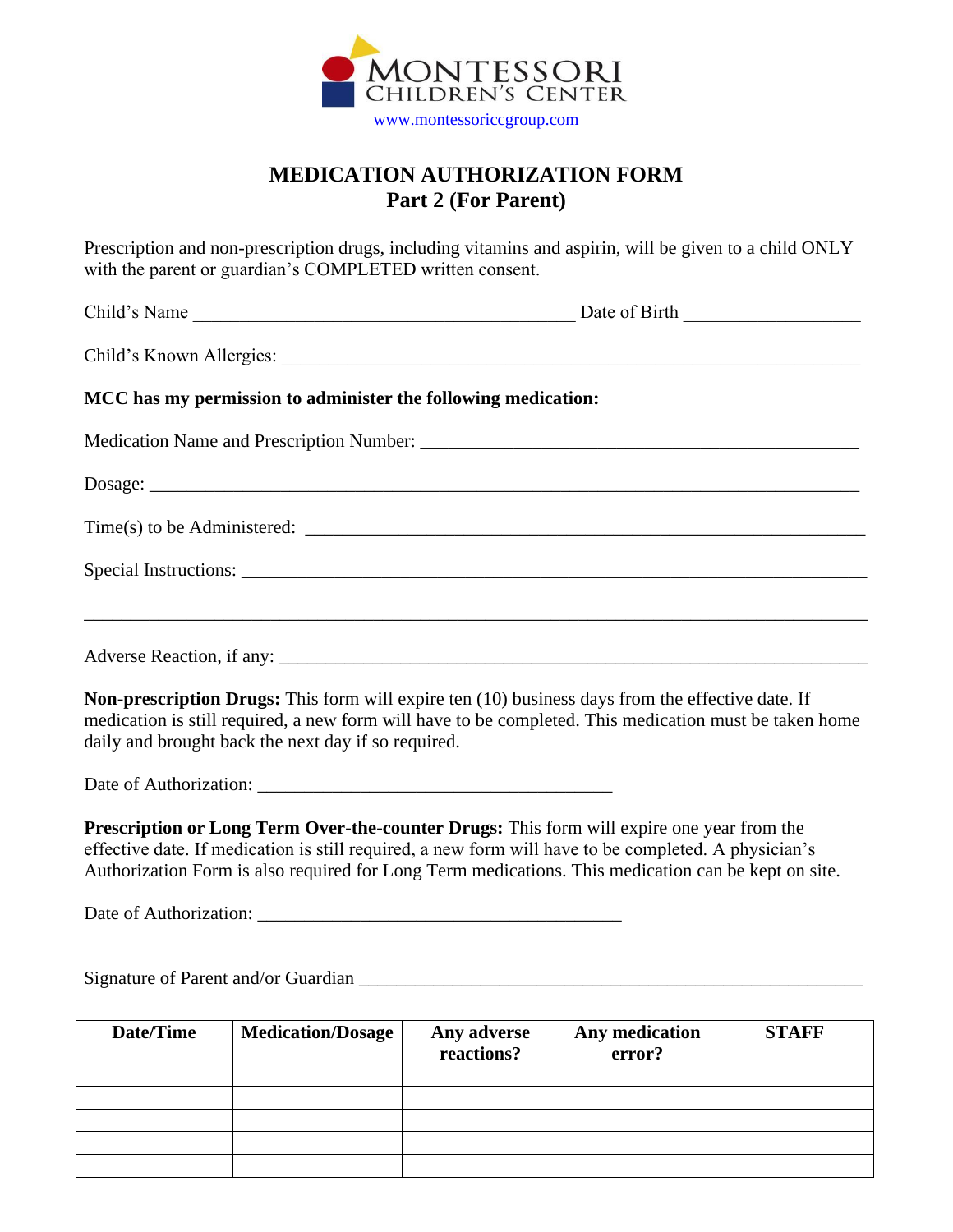MONTESSORI CHILDREN'S CENTER
www.montessoriccgroup.com

# MEDICATION AUTHORIZATION FORM
## Part 2 (For Parent)

Prescription and non-prescription drugs, including vitamins and aspirin, will be given to a child ONLY with the parent or guardian's COMPLETED written consent.

Child's Name ________________________________________ Date of Birth __________________

Child's Known Allergies: ______________________________________________________________

**MCC has my permission to administer the following medication:**

Medication Name and Prescription Number: _____________________________________________

Dosage: _____________________________________________________________________________

Time(s) to be Administered: ___________________________________________________________

Special Instructions: __________________________________________________________________

_____________________________________________________________________________________

Adverse Reaction, if any: ______________________________________________________________

**Non-prescription Drugs:** This form will expire ten (10) business days from the effective date. If medication is still required, a new form will have to be completed. This medication must be taken home daily and brought back the next day if so required.

Date of Authorization: _____________________________________

**Prescription or Long Term Over-the-counter Drugs:** This form will expire one year from the effective date. If medication is still required, a new form will have to be completed. A physician's Authorization Form is also required for Long Term medications. This medication can be kept on site.

Date of Authorization: ______________________________________

Signature of Parent and/or Guardian ______________________________________________________

| Date/Time | Medication/Dosage | Any adverse reactions? | Any medication error? | STAFF |
|---|---|---|---|---|
| | | | | |
| | | | | |
| | | | | |
| | | | | |
| | | | | |